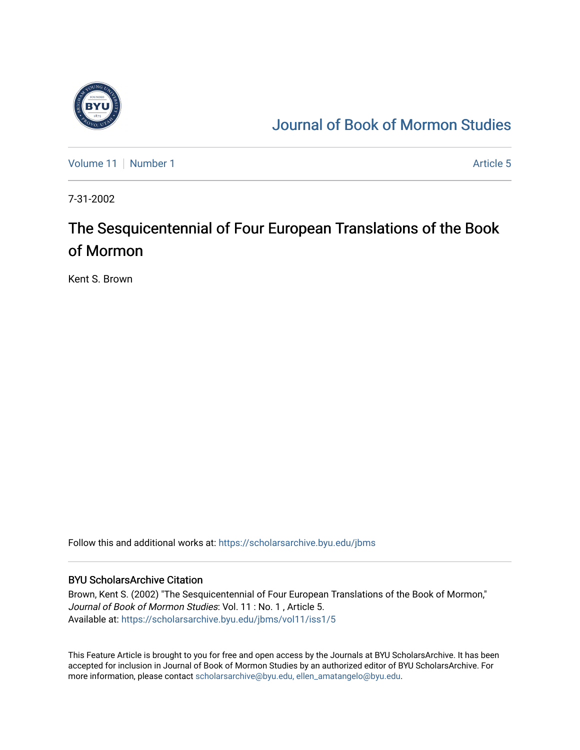# Journal of Book of Mormon Studies

Volume 11 | Number 1 | Article 5

7-31-2002

# The Sesquicentennial of Four European Translations of the Book of Mormon

Kent S. Brown

Follow this and additional works at: https://scholarsarchive.byu.edu/jbms

## BYU ScholarsArchive Citation

Brown, Kent S. (2002) "The Sesquicentennial of Four European Translations of the Book of Mormon," *Journal of Book of Mormon Studies*: Vol. 11 : No. 1 , Article 5.
Available at: https://scholarsarchive.byu.edu/jbms/vol11/iss1/5

This Feature Article is brought to you for free and open access by the Journals at BYU ScholarsArchive. It has been accepted for inclusion in Journal of Book of Mormon Studies by an authorized editor of BYU ScholarsArchive. For more information, please contact scholarsarchive@byu.edu, ellen_amatangelo@byu.edu.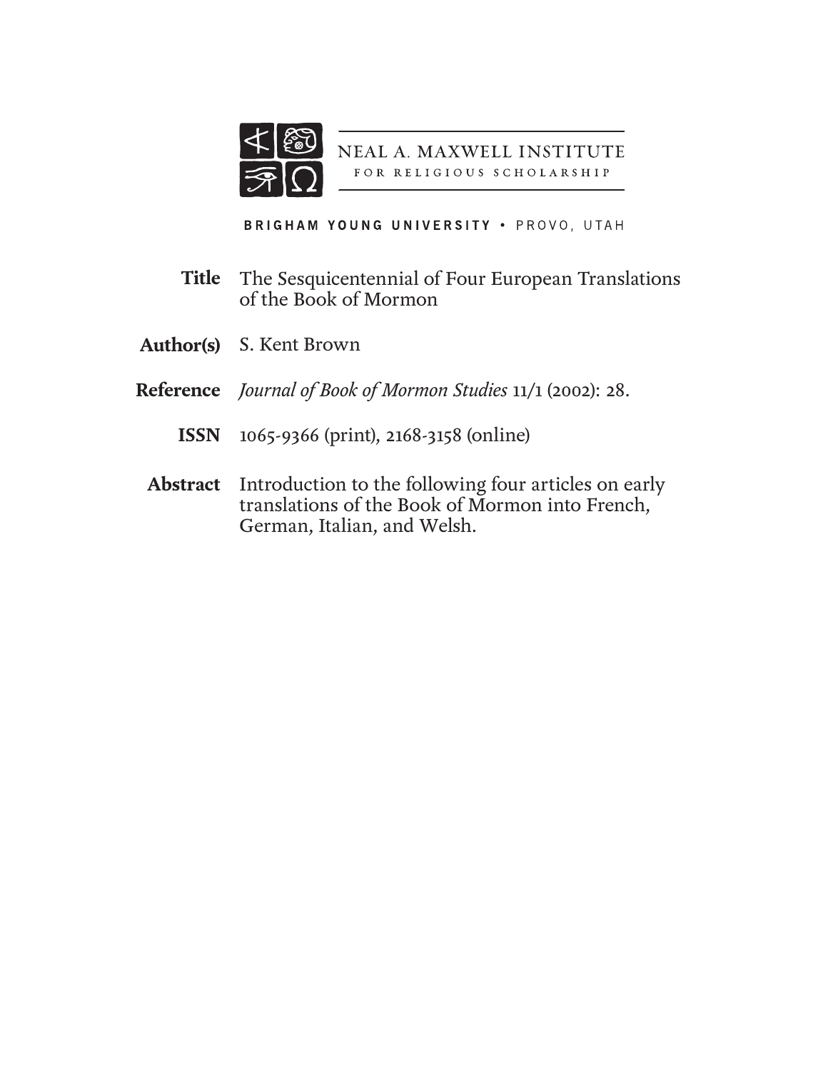NEAL A. MAXWELL INSTITUTE
FOR RELIGIOUS SCHOLARSHIP

BRIGHAM YOUNG UNIVERSITY • PROVO, UTAH

**Title** The Sesquicentennial of Four European Translations of the Book of Mormon

**Author(s)** S. Kent Brown

**Reference** *Journal of Book of Mormon Studies* 11/1 (2002): 28.

**ISSN** 1065-9366 (print), 2168-3158 (online)

**Abstract** Introduction to the following four articles on early translations of the Book of Mormon into French, German, Italian, and Welsh.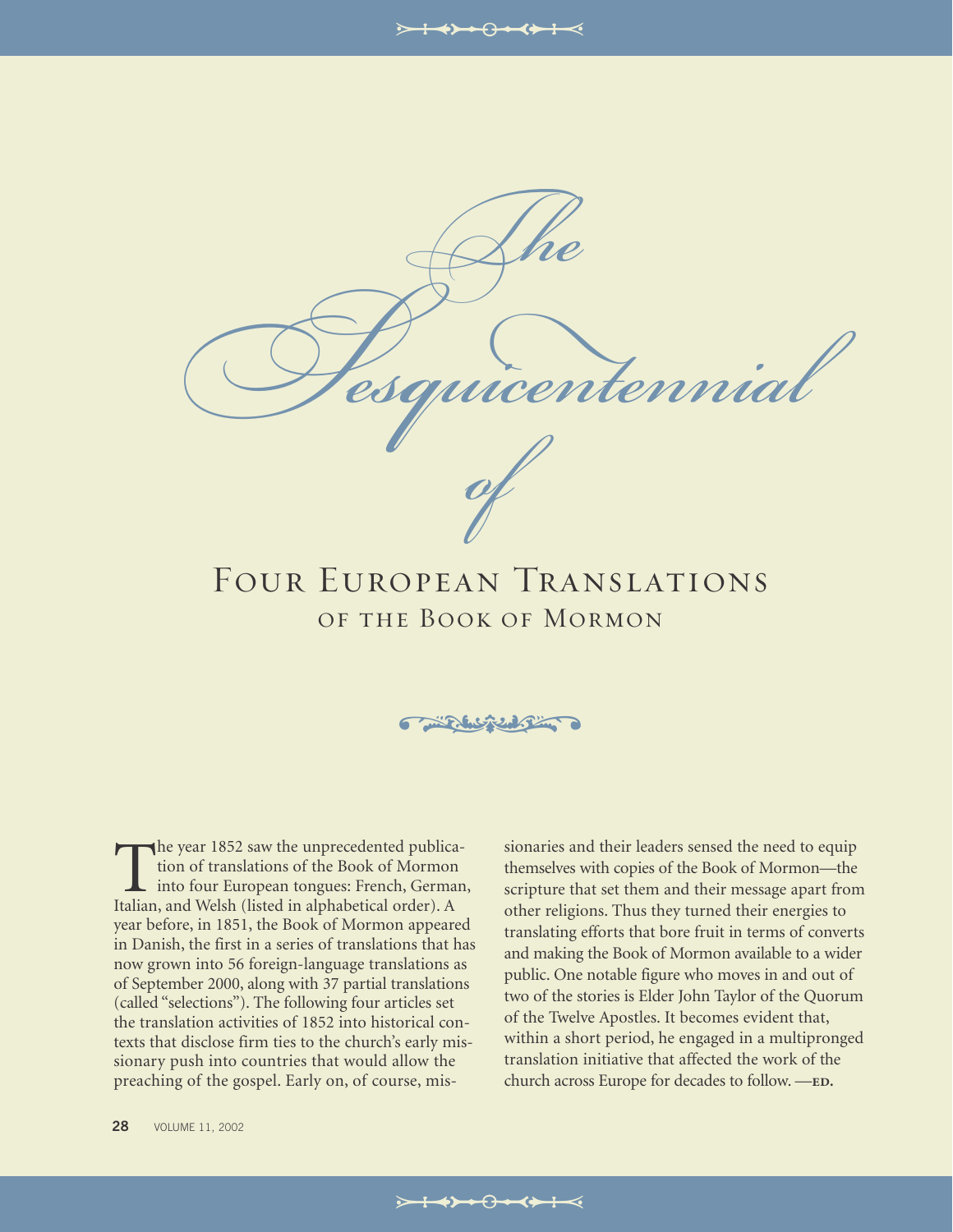# The Sesquicentennial of Four European Translations of the Book of Mormon

The year 1852 saw the unprecedented publication of translations of the Book of Mormon into four European tongues: French, German, Italian, and Welsh (listed in alphabetical order). A year before, in 1851, the Book of Mormon appeared in Danish, the first in a series of translations that has now grown into 56 foreign-language translations as of September 2000, along with 37 partial translations (called "selections"). The following four articles set the translation activities of 1852 into historical contexts that disclose firm ties to the church's early missionary push into countries that would allow the preaching of the gospel. Early on, of course, missionaries and their leaders sensed the need to equip themselves with copies of the Book of Mormon—the scripture that set them and their message apart from other religions. Thus they turned their energies to translating efforts that bore fruit in terms of converts and making the Book of Mormon available to a wider public. One notable figure who moves in and out of two of the stories is Elder John Taylor of the Quorum of the Twelve Apostles. It becomes evident that, within a short period, he engaged in a multipronged translation initiative that affected the work of the church across Europe for decades to follow. —**ED.**